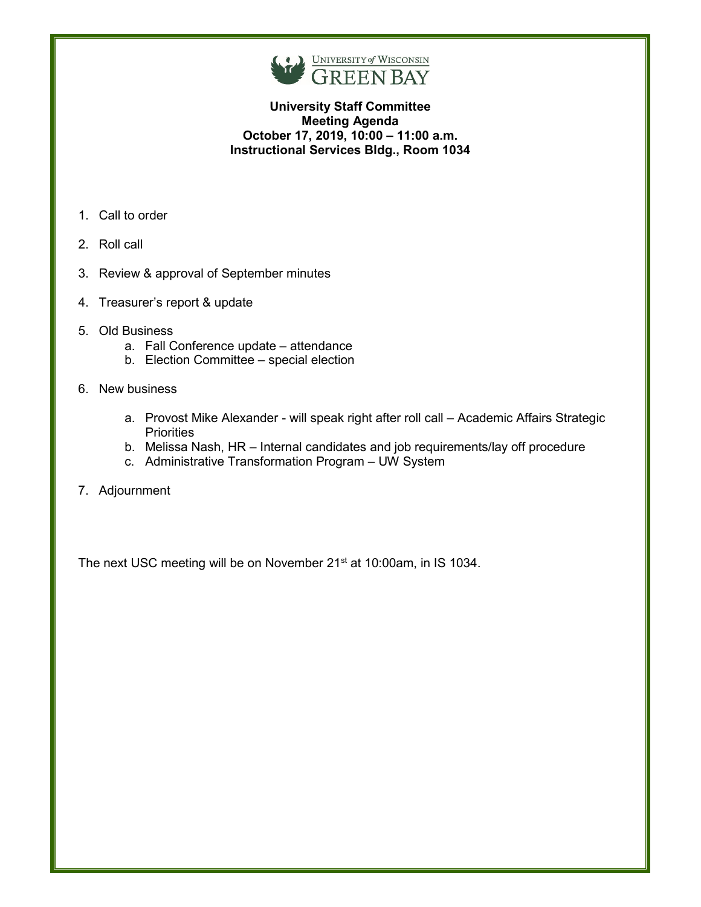UNIVERSITY of WISCONSIN
GREEN BAY

**University Staff Committee**
**Meeting Agenda**
**October 17, 2019, 10:00 – 11:00 a.m.**
**Instructional Services Bldg., Room 1034**

1. Call to order
2. Roll call
3. Review & approval of September minutes
4. Treasurer's report & update
5. Old Business
   a. Fall Conference update – attendance
   b. Election Committee – special election
6. New business
   a. Provost Mike Alexander - will speak right after roll call – Academic Affairs Strategic Priorities
   b. Melissa Nash, HR – Internal candidates and job requirements/lay off procedure
   c. Administrative Transformation Program – UW System
7. Adjournment

The next USC meeting will be on November 21st at 10:00am, in IS 1034.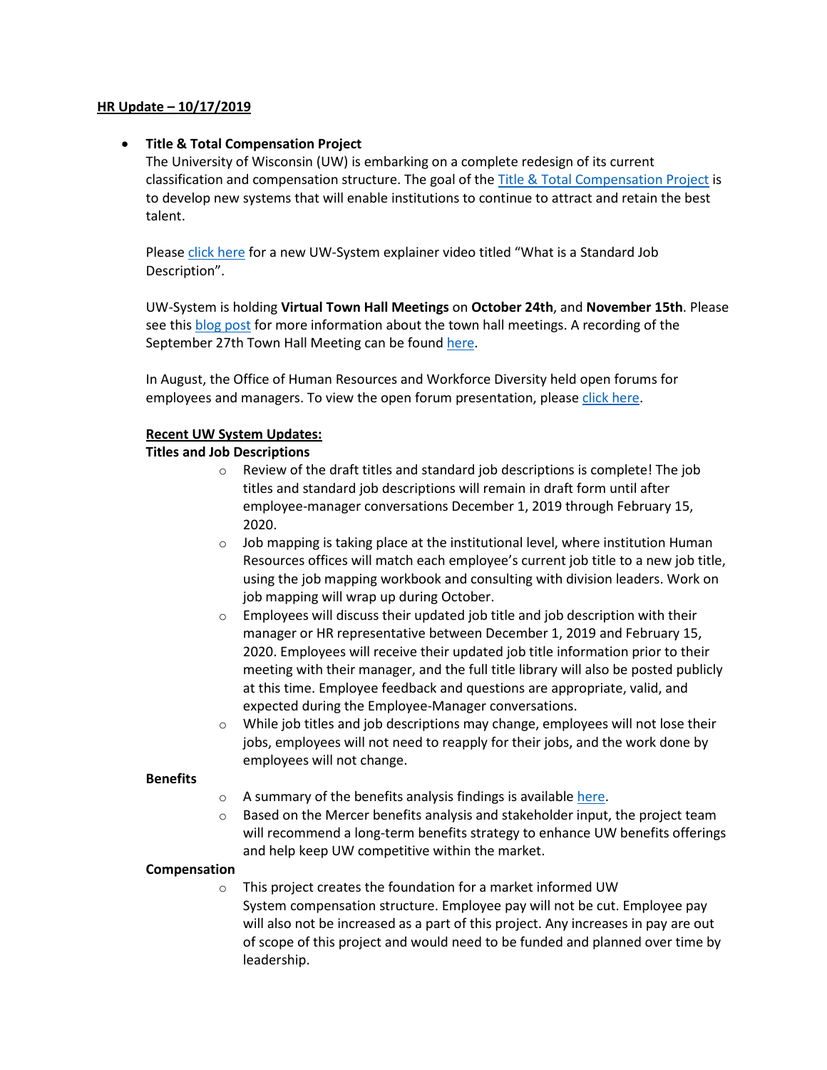**HR Update – 10/17/2019**

- **Title & Total Compensation Project**
  The University of Wisconsin (UW) is embarking on a complete redesign of its current classification and compensation structure. The goal of the Title & Total Compensation Project is to develop new systems that will enable institutions to continue to attract and retain the best talent.

  Please click here for a new UW-System explainer video titled "What is a Standard Job Description".

  UW-System is holding **Virtual Town Hall Meetings** on **October 24th**, and **November 15th**. Please see this blog post for more information about the town hall meetings. A recording of the September 27th Town Hall Meeting can be found here.

  In August, the Office of Human Resources and Workforce Diversity held open forums for employees and managers. To view the open forum presentation, please click here.

  **Recent UW System Updates:**

  **Titles and Job Descriptions**
  - Review of the draft titles and standard job descriptions is complete! The job titles and standard job descriptions will remain in draft form until after employee-manager conversations December 1, 2019 through February 15, 2020.
  - Job mapping is taking place at the institutional level, where institution Human Resources offices will match each employee's current job title to a new job title, using the job mapping workbook and consulting with division leaders. Work on job mapping will wrap up during October.
  - Employees will discuss their updated job title and job description with their manager or HR representative between December 1, 2019 and February 15, 2020. Employees will receive their updated job title information prior to their meeting with their manager, and the full title library will also be posted publicly at this time. Employee feedback and questions are appropriate, valid, and expected during the Employee-Manager conversations.
  - While job titles and job descriptions may change, employees will not lose their jobs, employees will not need to reapply for their jobs, and the work done by employees will not change.

  **Benefits**
  - A summary of the benefits analysis findings is available here.
  - Based on the Mercer benefits analysis and stakeholder input, the project team will recommend a long-term benefits strategy to enhance UW benefits offerings and help keep UW competitive within the market.

  **Compensation**
  - This project creates the foundation for a market informed UW System compensation structure. Employee pay will not be cut. Employee pay will also not be increased as a part of this project. Any increases in pay are out of scope of this project and would need to be funded and planned over time by leadership.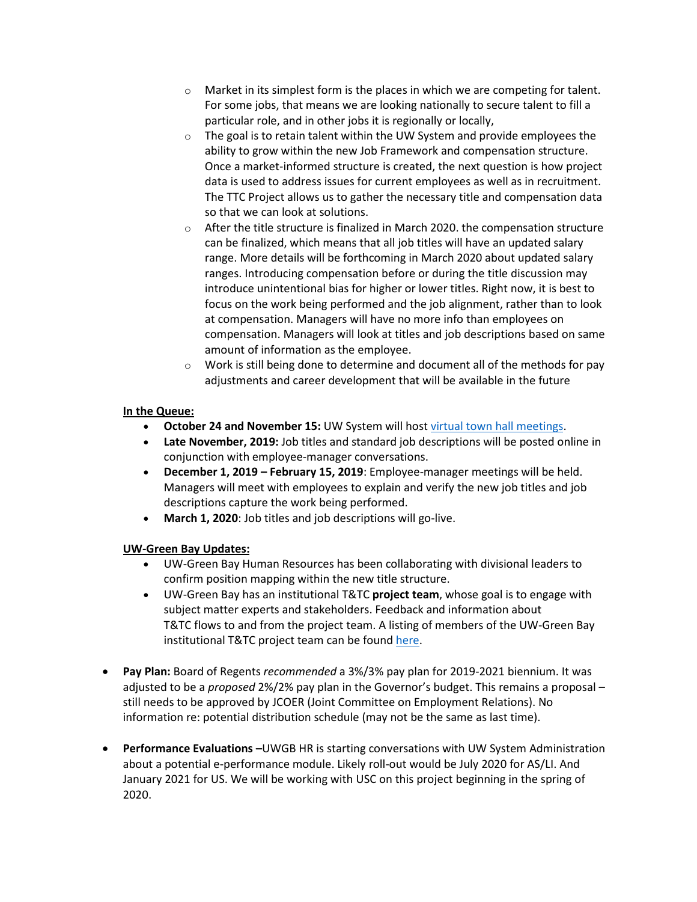- Market in its simplest form is the places in which we are competing for talent. For some jobs, that means we are looking nationally to secure talent to fill a particular role, and in other jobs it is regionally or locally,
    - The goal is to retain talent within the UW System and provide employees the ability to grow within the new Job Framework and compensation structure. Once a market-informed structure is created, the next question is how project data is used to address issues for current employees as well as in recruitment. The TTC Project allows us to gather the necessary title and compensation data so that we can look at solutions.
    - After the title structure is finalized in March 2020. the compensation structure can be finalized, which means that all job titles will have an updated salary range. More details will be forthcoming in March 2020 about updated salary ranges. Introducing compensation before or during the title discussion may introduce unintentional bias for higher or lower titles. Right now, it is best to focus on the work being performed and the job alignment, rather than to look at compensation. Managers will have no more info than employees on compensation. Managers will look at titles and job descriptions based on same amount of information as the employee.
    - Work is still being done to determine and document all of the methods for pay adjustments and career development that will be available in the future

  <u>**In the Queue:**</u>

  - **October 24 and November 15:** UW System will host [virtual town hall meetings]().
  - **Late November, 2019:** Job titles and standard job descriptions will be posted online in conjunction with employee-manager conversations.
  - **December 1, 2019 – February 15, 2019**: Employee-manager meetings will be held. Managers will meet with employees to explain and verify the new job titles and job descriptions capture the work being performed.
  - **March 1, 2020**: Job titles and job descriptions will go-live.

  <u>**UW-Green Bay Updates:**</u>

  - UW-Green Bay Human Resources has been collaborating with divisional leaders to confirm position mapping within the new title structure.
  - UW-Green Bay has an institutional T&TC **project team**, whose goal is to engage with subject matter experts and stakeholders. Feedback and information about T&TC flows to and from the project team. A listing of members of the UW-Green Bay institutional T&TC project team can be found [here]().

- **Pay Plan:** Board of Regents *recommended* a 3%/3% pay plan for 2019-2021 biennium. It was adjusted to be a *proposed* 2%/2% pay plan in the Governor's budget. This remains a proposal – still needs to be approved by JCOER (Joint Committee on Employment Relations). No information re: potential distribution schedule (may not be the same as last time).

- **Performance Evaluations –**UWGB HR is starting conversations with UW System Administration about a potential e-performance module. Likely roll-out would be July 2020 for AS/LI. And January 2021 for US. We will be working with USC on this project beginning in the spring of 2020.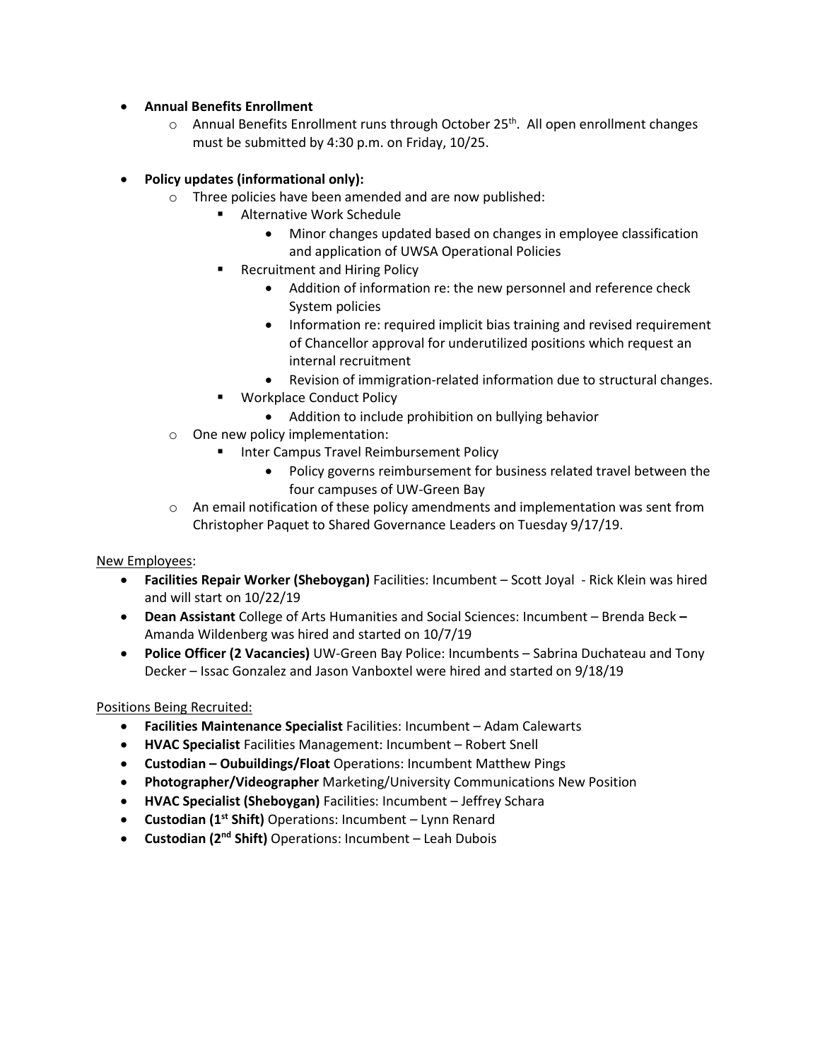- **Annual Benefits Enrollment**
  - Annual Benefits Enrollment runs through October 25th. All open enrollment changes must be submitted by 4:30 p.m. on Friday, 10/25.

- **Policy updates (informational only):**
  - Three policies have been amended and are now published:
    - Alternative Work Schedule
      - Minor changes updated based on changes in employee classification and application of UWSA Operational Policies
    - Recruitment and Hiring Policy
      - Addition of information re: the new personnel and reference check System policies
      - Information re: required implicit bias training and revised requirement of Chancellor approval for underutilized positions which request an internal recruitment
      - Revision of immigration-related information due to structural changes.
    - Workplace Conduct Policy
      - Addition to include prohibition on bullying behavior
  - One new policy implementation:
    - Inter Campus Travel Reimbursement Policy
      - Policy governs reimbursement for business related travel between the four campuses of UW-Green Bay
  - An email notification of these policy amendments and implementation was sent from Christopher Paquet to Shared Governance Leaders on Tuesday 9/17/19.

<u>New Employees</u>:

- **Facilities Repair Worker (Sheboygan)** Facilities: Incumbent – Scott Joyal - Rick Klein was hired and will start on 10/22/19
- **Dean Assistant** College of Arts Humanities and Social Sciences: Incumbent – Brenda Beck **–** Amanda Wildenberg was hired and started on 10/7/19
- **Police Officer (2 Vacancies)** UW-Green Bay Police: Incumbents – Sabrina Duchateau and Tony Decker – Issac Gonzalez and Jason Vanboxtel were hired and started on 9/18/19

<u>Positions Being Recruited:</u>

- **Facilities Maintenance Specialist** Facilities: Incumbent – Adam Calewarts
- **HVAC Specialist** Facilities Management: Incumbent – Robert Snell
- **Custodian – Oubuildings/Float** Operations: Incumbent Matthew Pings
- **Photographer/Videographer** Marketing/University Communications New Position
- **HVAC Specialist (Sheboygan)** Facilities: Incumbent – Jeffrey Schara
- **Custodian (1st Shift)** Operations: Incumbent – Lynn Renard
- **Custodian (2nd Shift)** Operations: Incumbent – Leah Dubois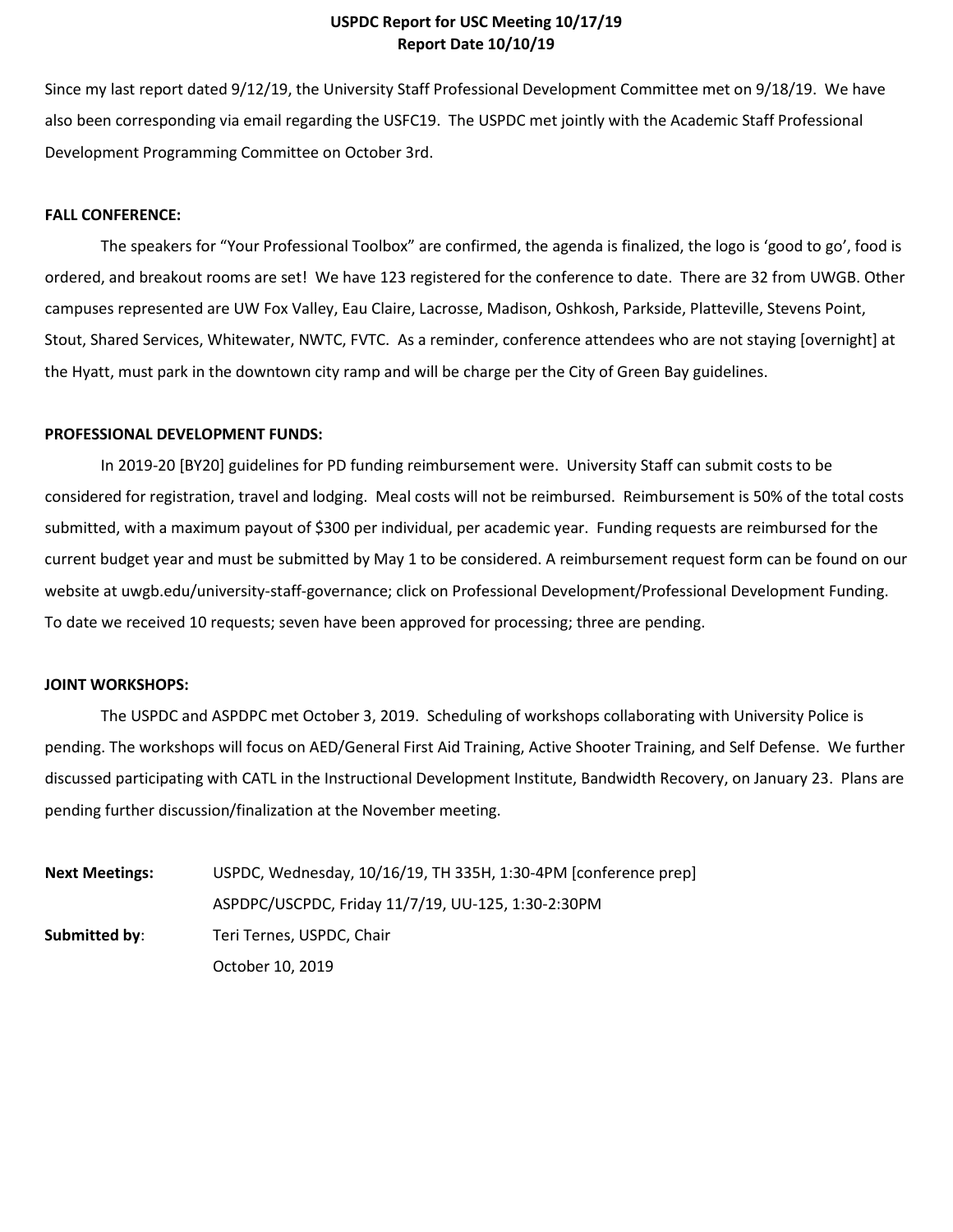**USPDC Report for USC Meeting 10/17/19**
**Report Date 10/10/19**

Since my last report dated 9/12/19, the University Staff Professional Development Committee met on 9/18/19. We have also been corresponding via email regarding the USFC19. The USPDC met jointly with the Academic Staff Professional Development Programming Committee on October 3rd.

**FALL CONFERENCE:**

The speakers for "Your Professional Toolbox" are confirmed, the agenda is finalized, the logo is 'good to go', food is ordered, and breakout rooms are set! We have 123 registered for the conference to date. There are 32 from UWGB. Other campuses represented are UW Fox Valley, Eau Claire, Lacrosse, Madison, Oshkosh, Parkside, Platteville, Stevens Point, Stout, Shared Services, Whitewater, NWTC, FVTC. As a reminder, conference attendees who are not staying [overnight] at the Hyatt, must park in the downtown city ramp and will be charge per the City of Green Bay guidelines.

**PROFESSIONAL DEVELOPMENT FUNDS:**

In 2019-20 [BY20] guidelines for PD funding reimbursement were. University Staff can submit costs to be considered for registration, travel and lodging. Meal costs will not be reimbursed. Reimbursement is 50% of the total costs submitted, with a maximum payout of $300 per individual, per academic year. Funding requests are reimbursed for the current budget year and must be submitted by May 1 to be considered. A reimbursement request form can be found on our website at uwgb.edu/university-staff-governance; click on Professional Development/Professional Development Funding. To date we received 10 requests; seven have been approved for processing; three are pending.

**JOINT WORKSHOPS:**

The USPDC and ASPDPC met October 3, 2019. Scheduling of workshops collaborating with University Police is pending. The workshops will focus on AED/General First Aid Training, Active Shooter Training, and Self Defense. We further discussed participating with CATL in the Instructional Development Institute, Bandwidth Recovery, on January 23. Plans are pending further discussion/finalization at the November meeting.

**Next Meetings:** USPDC, Wednesday, 10/16/19, TH 335H, 1:30-4PM [conference prep]
ASPDPC/USCPDC, Friday 11/7/19, UU-125, 1:30-2:30PM

**Submitted by**: Teri Ternes, USPDC, Chair
October 10, 2019